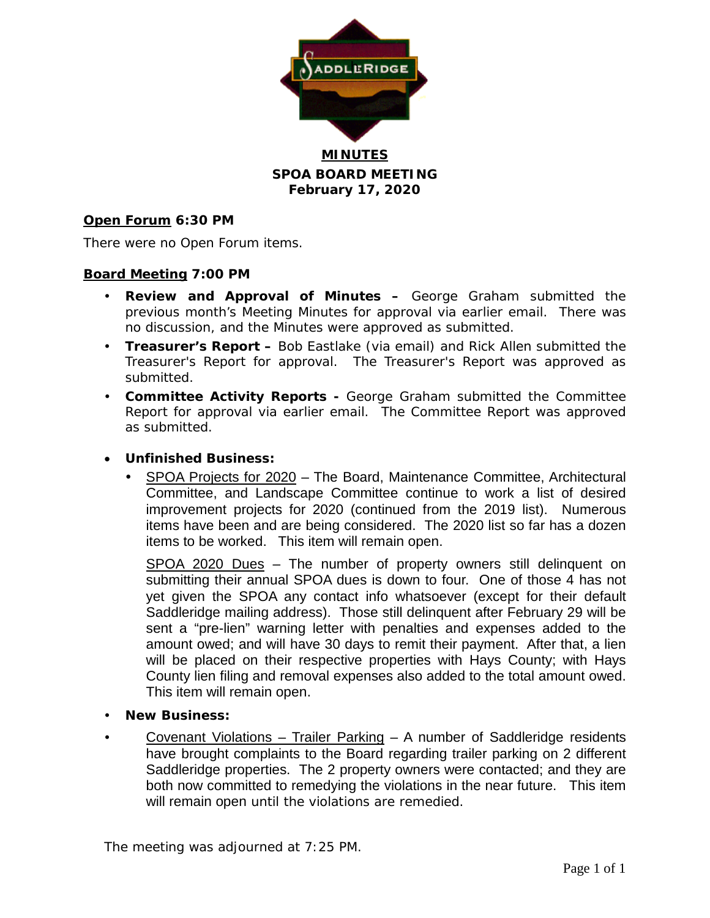# MINUTES

## SPOA BOARD MEETING

## February 17, 2020

**Open Forum 6:30 PM**

There were no Open Forum items.

**Board Meeting 7:00 PM**

- **Review and Approval of Minutes –** George Graham submitted the previous month's Meeting Minutes for approval via earlier email. There was no discussion, and the Minutes were approved as submitted.
- **Treasurer's Report –** Bob Eastlake (via email) and Rick Allen submitted the Treasurer's Report for approval. The Treasurer's Report was approved as submitted.
- **Committee Activity Reports -** George Graham submitted the Committee Report for approval via earlier email. The Committee Report was approved as submitted.
- **Unfinished Business:**
  - SPOA Projects for 2020 – The Board, Maintenance Committee, Architectural Committee, and Landscape Committee continue to work a list of desired improvement projects for 2020 (continued from the 2019 list). Numerous items have been and are being considered. The 2020 list so far has a dozen items to be worked. This item will remain open.

    SPOA 2020 Dues – The number of property owners still delinquent on submitting their annual SPOA dues is down to four. One of those 4 has not yet given the SPOA any contact info whatsoever (except for their default Saddleridge mailing address). Those still delinquent after February 29 will be sent a "pre-lien" warning letter with penalties and expenses added to the amount owed; and will have 30 days to remit their payment. After that, a lien will be placed on their respective properties with Hays County; with Hays County lien filing and removal expenses also added to the total amount owed. This item will remain open.
- **New Business:**
- Covenant Violations – Trailer Parking – A number of Saddleridge residents have brought complaints to the Board regarding trailer parking on 2 different Saddleridge properties. The 2 property owners were contacted; and they are both now committed to remedying the violations in the near future. This item will remain open until the violations are remedied.

The meeting was adjourned at 7:25 PM.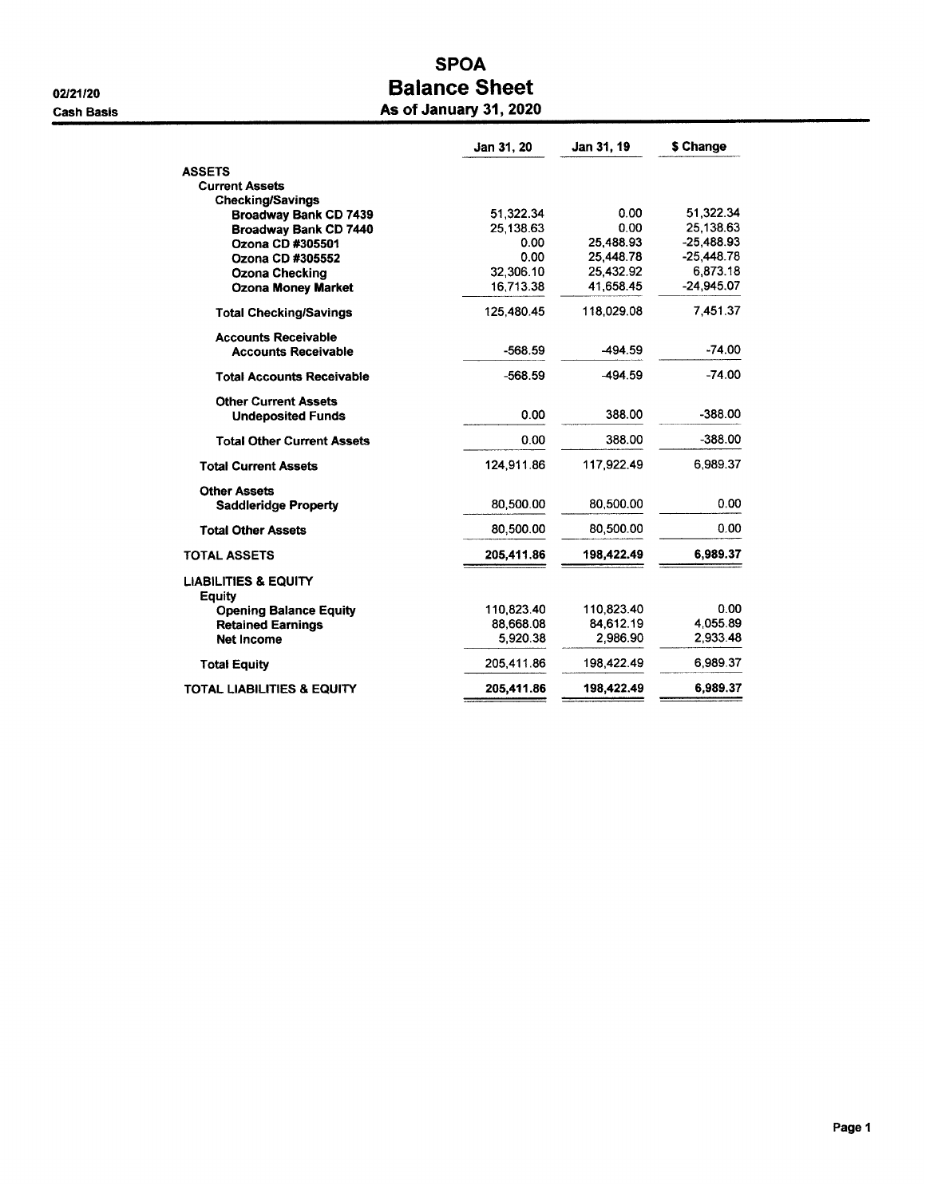02/21/20

Cash Basis

# SPOA
## Balance Sheet
### As of January 31, 2020

| | Jan 31, 20 | Jan 31, 19 | $ Change |
|---|---|---|---|
| **ASSETS** | | | |
| **Current Assets** | | | |
| **Checking/Savings** | | | |
| **Broadway Bank CD 7439** | 51,322.34 | 0.00 | 51,322.34 |
| **Broadway Bank CD 7440** | 25,138.63 | 0.00 | 25,138.63 |
| **Ozona CD #305501** | 0.00 | 25,488.93 | -25,488.93 |
| **Ozona CD #305552** | 0.00 | 25,448.78 | -25,448.78 |
| **Ozona Checking** | 32,306.10 | 25,432.92 | 6,873.18 |
| **Ozona Money Market** | 16,713.38 | 41,658.45 | -24,945.07 |
| **Total Checking/Savings** | 125,480.45 | 118,029.08 | 7,451.37 |
| **Accounts Receivable** | | | |
| **Accounts Receivable** | -568.59 | -494.59 | -74.00 |
| **Total Accounts Receivable** | -568.59 | -494.59 | -74.00 |
| **Other Current Assets** | | | |
| **Undeposited Funds** | 0.00 | 388.00 | -388.00 |
| **Total Other Current Assets** | 0.00 | 388.00 | -388.00 |
| **Total Current Assets** | 124,911.86 | 117,922.49 | 6,989.37 |
| **Other Assets** | | | |
| **Saddleridge Property** | 80,500.00 | 80,500.00 | 0.00 |
| **Total Other Assets** | 80,500.00 | 80,500.00 | 0.00 |
| **TOTAL ASSETS** | **205,411.86** | **198,422.49** | **6,989.37** |
| **LIABILITIES & EQUITY** | | | |
| **Equity** | | | |
| **Opening Balance Equity** | 110,823.40 | 110,823.40 | 0.00 |
| **Retained Earnings** | 88,668.08 | 84,612.19 | 4,055.89 |
| **Net Income** | 5,920.38 | 2,986.90 | 2,933.48 |
| **Total Equity** | 205,411.86 | 198,422.49 | 6,989.37 |
| **TOTAL LIABILITIES & EQUITY** | **205,411.86** | **198,422.49** | **6,989.37** |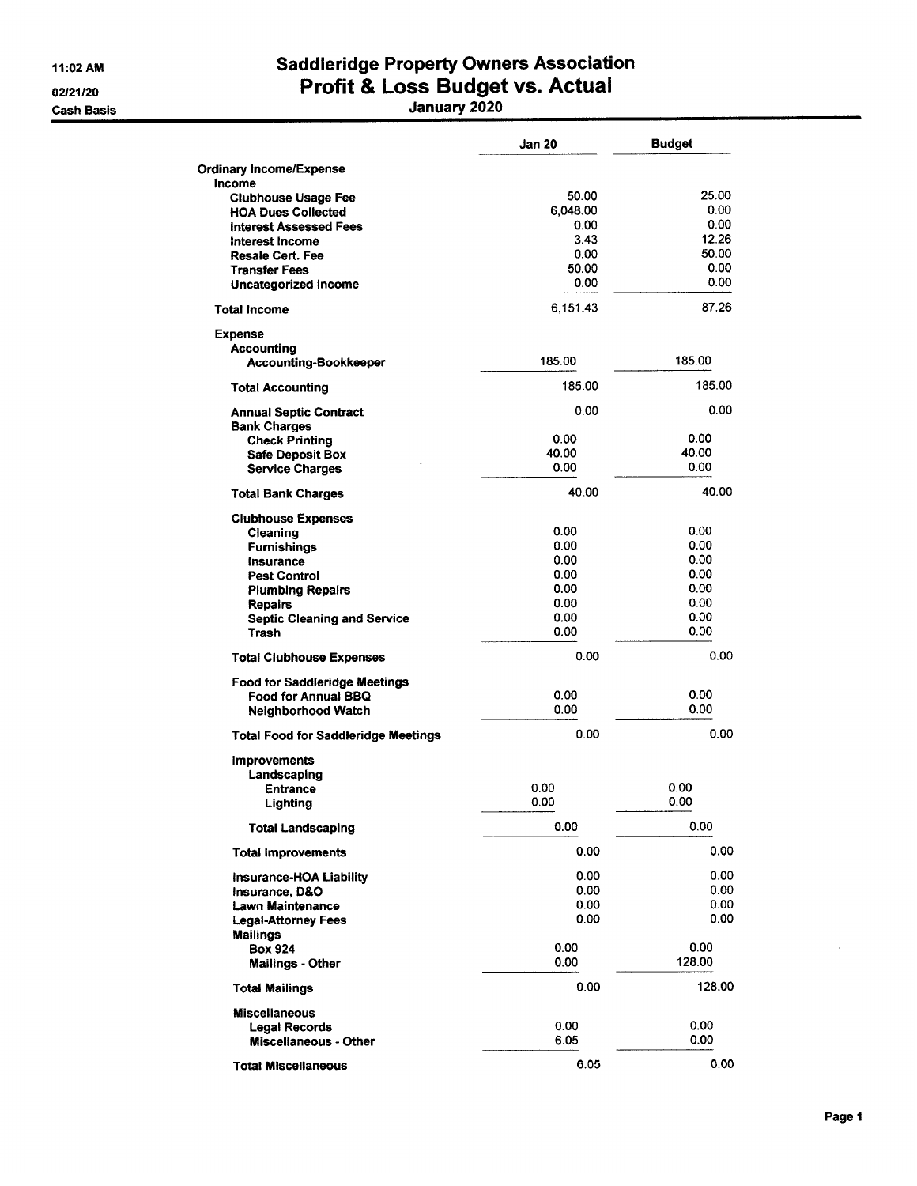# Saddleridge Property Owners Association

## Profit & Loss Budget vs. Actual

### January 2020

11:02 AM
02/21/20
Cash Basis

| | Jan 20 | Budget |
|---|---|---|
| **Ordinary Income/Expense** | | |
| **Income** | | |
| Clubhouse Usage Fee | 50.00 | 25.00 |
| HOA Dues Collected | 6,048.00 | 0.00 |
| Interest Assessed Fees | 0.00 | 0.00 |
| Interest Income | 3.43 | 12.26 |
| Resale Cert. Fee | 0.00 | 50.00 |
| Transfer Fees | 50.00 | 0.00 |
| Uncategorized Income | 0.00 | 0.00 |
| **Total Income** | 6,151.43 | 87.26 |
| **Expense** | | |
| Accounting | | |
| Accounting-Bookkeeper | 185.00 | 185.00 |
| **Total Accounting** | 185.00 | 185.00 |
| Annual Septic Contract | 0.00 | 0.00 |
| Bank Charges | | |
| Check Printing | 0.00 | 0.00 |
| Safe Deposit Box | 40.00 | 40.00 |
| Service Charges | 0.00 | 0.00 |
| **Total Bank Charges** | 40.00 | 40.00 |
| Clubhouse Expenses | | |
| Cleaning | 0.00 | 0.00 |
| Furnishings | 0.00 | 0.00 |
| Insurance | 0.00 | 0.00 |
| Pest Control | 0.00 | 0.00 |
| Plumbing Repairs | 0.00 | 0.00 |
| Repairs | 0.00 | 0.00 |
| Septic Cleaning and Service | 0.00 | 0.00 |
| Trash | 0.00 | 0.00 |
| **Total Clubhouse Expenses** | 0.00 | 0.00 |
| Food for Saddleridge Meetings | | |
| Food for Annual BBQ | 0.00 | 0.00 |
| Neighborhood Watch | 0.00 | 0.00 |
| **Total Food for Saddleridge Meetings** | 0.00 | 0.00 |
| Improvements | | |
| Landscaping | | |
| Entrance | 0.00 | 0.00 |
| Lighting | 0.00 | 0.00 |
| **Total Landscaping** | 0.00 | 0.00 |
| **Total Improvements** | 0.00 | 0.00 |
| Insurance-HOA Liability | 0.00 | 0.00 |
| Insurance, D&O | 0.00 | 0.00 |
| Lawn Maintenance | 0.00 | 0.00 |
| Legal-Attorney Fees | 0.00 | 0.00 |
| Mailings | | |
| Box 924 | 0.00 | 0.00 |
| Mailings - Other | 0.00 | 128.00 |
| **Total Mailings** | 0.00 | 128.00 |
| Miscellaneous | | |
| Legal Records | 0.00 | 0.00 |
| Miscellaneous - Other | 6.05 | 0.00 |
| **Total Miscellaneous** | 6.05 | 0.00 |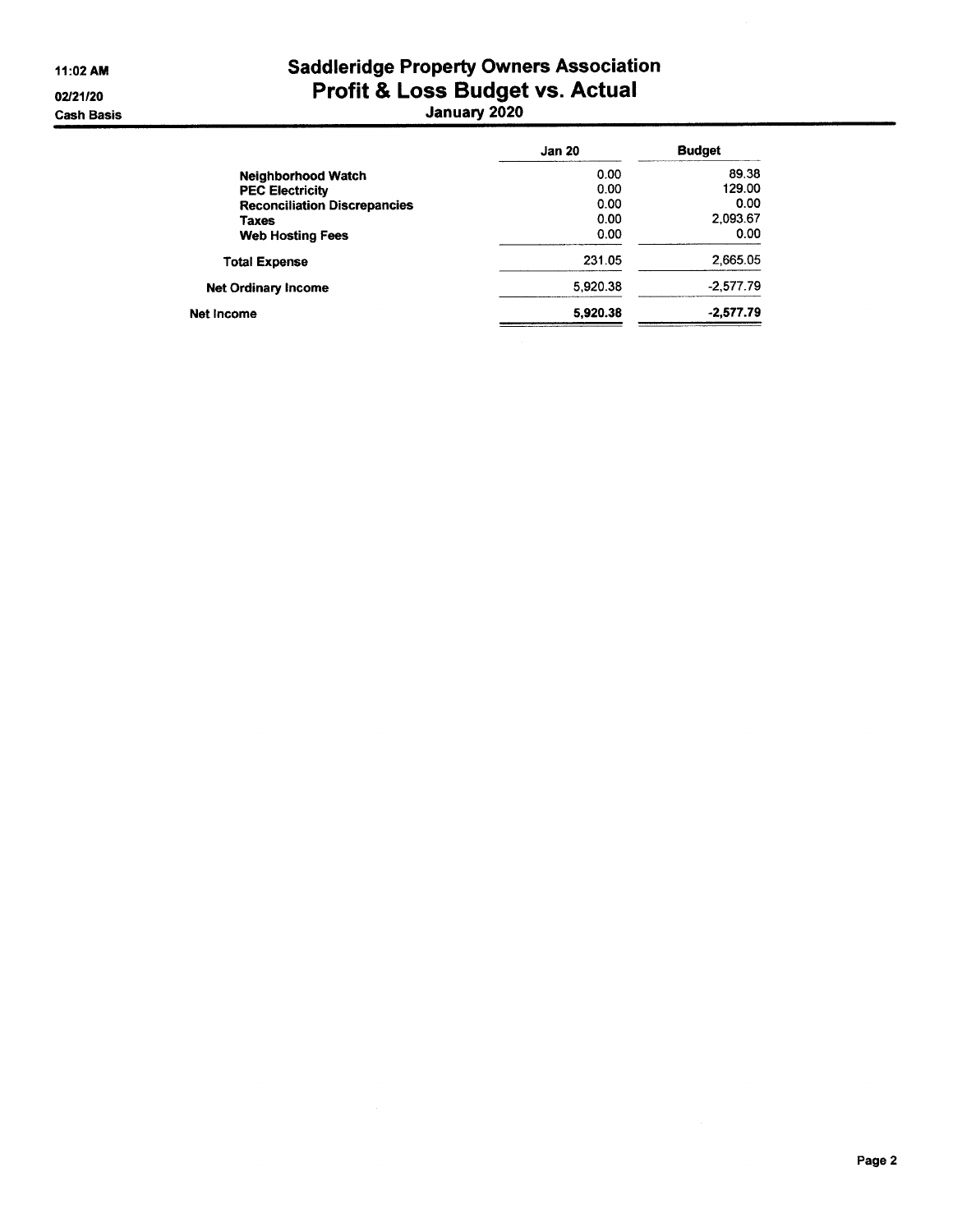# Saddleridge Property Owners Association
## Profit & Loss Budget vs. Actual
### January 2020

11:02 AM
02/21/20
Cash Basis

| | Jan 20 | Budget |
|---|---|---|
| Neighborhood Watch | 0.00 | 89.38 |
| PEC Electricity | 0.00 | 129.00 |
| Reconciliation Discrepancies | 0.00 | 0.00 |
| Taxes | 0.00 | 2,093.67 |
| Web Hosting Fees | 0.00 | 0.00 |
| Total Expense | 231.05 | 2,665.05 |
| Net Ordinary Income | 5,920.38 | -2,577.79 |
| Net Income | 5,920.38 | -2,577.79 |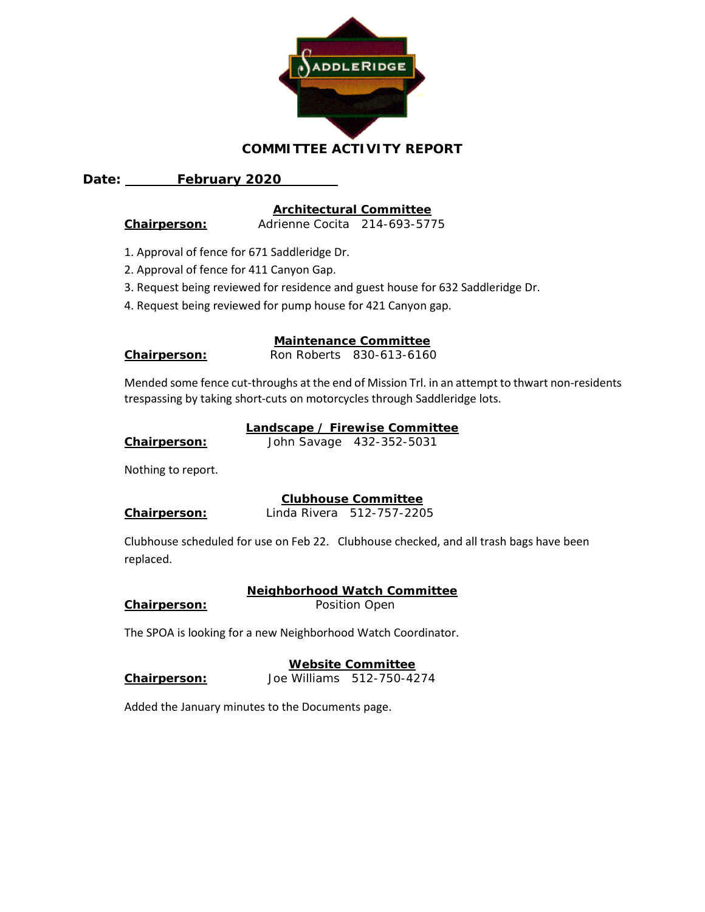# COMMITTEE ACTIVITY REPORT

**Date: February 2020**

## Architectural Committee

**Chairperson:** Adrienne Cocita 214-693-5775

1. Approval of fence for 671 Saddleridge Dr.
2. Approval of fence for 411 Canyon Gap.
3. Request being reviewed for residence and guest house for 632 Saddleridge Dr.
4. Request being reviewed for pump house for 421 Canyon gap.

## Maintenance Committee

**Chairperson:** Ron Roberts 830-613-6160

Mended some fence cut-throughs at the end of Mission Trl. in an attempt to thwart non-residents trespassing by taking short-cuts on motorcycles through Saddleridge lots.

## Landscape / Firewise Committee

**Chairperson:** John Savage 432-352-5031

Nothing to report.

## Clubhouse Committee

**Chairperson:** Linda Rivera 512-757-2205

Clubhouse scheduled for use on Feb 22. Clubhouse checked, and all trash bags have been replaced.

## Neighborhood Watch Committee

**Chairperson:** Position Open

The SPOA is looking for a new Neighborhood Watch Coordinator.

## Website Committee

**Chairperson:** Joe Williams 512-750-4274

Added the January minutes to the Documents page.